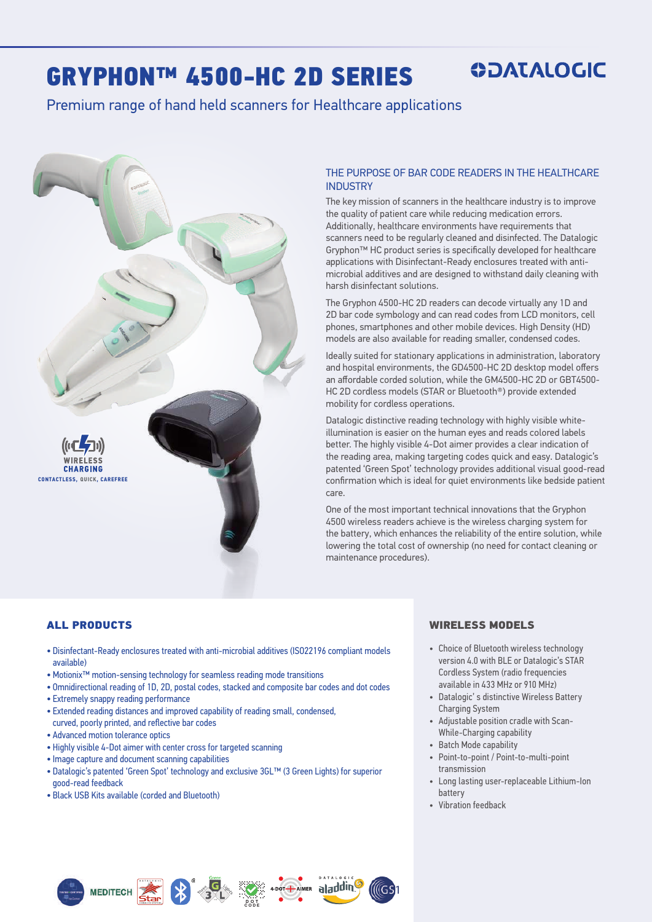# GRYPHON™ 4500-HC 2D SERIES

DATALOGIC

Premium range of hand held scanners for Healthcare applications

WIRELESS CHARGING
CONTACTLESS, QUICK, CAREFREE

## THE PURPOSE OF BAR CODE READERS IN THE HEALTHCARE INDUSTRY

The key mission of scanners in the healthcare industry is to improve the quality of patient care while reducing medication errors. Additionally, healthcare environments have requirements that scanners need to be regularly cleaned and disinfected. The Datalogic Gryphon™ HC product series is specifically developed for healthcare applications with Disinfectant-Ready enclosures treated with anti-microbial additives and are designed to withstand daily cleaning with harsh disinfectant solutions.

The Gryphon 4500-HC 2D readers can decode virtually any 1D and 2D bar code symbology and can read codes from LCD monitors, cell phones, smartphones and other mobile devices. High Density (HD) models are also available for reading smaller, condensed codes.

Ideally suited for stationary applications in administration, laboratory and hospital environments, the GD4500-HC 2D desktop model offers an affordable corded solution, while the GM4500-HC 2D or GBT4500-HC 2D cordless models (STAR or Bluetooth®) provide extended mobility for cordless operations.

Datalogic distinctive reading technology with highly visible white-illumination is easier on the human eyes and reads colored labels better. The highly visible 4-Dot aimer provides a clear indication of the reading area, making targeting codes quick and easy. Datalogic's patented 'Green Spot' technology provides additional visual good-read confirmation which is ideal for quiet environments like bedside patient care.

One of the most important technical innovations that the Gryphon 4500 wireless readers achieve is the wireless charging system for the battery, which enhances the reliability of the entire solution, while lowering the total cost of ownership (no need for contact cleaning or maintenance procedures).

## ALL PRODUCTS

- Disinfectant-Ready enclosures treated with anti-microbial additives (ISO22196 compliant models available)
- Motionix™ motion-sensing technology for seamless reading mode transitions
- Omnidirectional reading of 1D, 2D, postal codes, stacked and composite bar codes and dot codes
- Extremely snappy reading performance
- Extended reading distances and improved capability of reading small, condensed, curved, poorly printed, and reflective bar codes
- Advanced motion tolerance optics
- Highly visible 4-Dot aimer with center cross for targeted scanning
- Image capture and document scanning capabilities
- Datalogic's patented 'Green Spot' technology and exclusive 3GL™ (3 Green Lights) for superior good-read feedback
- Black USB Kits available (corded and Bluetooth)

## WIRELESS MODELS

- Choice of Bluetooth wireless technology version 4.0 with BLE or Datalogic's STAR Cordless System (radio frequencies available in 433 MHz or 910 MHz)
- Datalogic' s distinctive Wireless Battery Charging System
- Adjustable position cradle with Scan-While-Charging capability
- Batch Mode capability
- Point-to-point / Point-to-multi-point transmission
- Long lasting user-replaceable Lithium-Ion battery
- Vibration feedback

MEDITECH · Star · 3GL · DOT CODE · 4-DOT AIMER · aladdin · GS1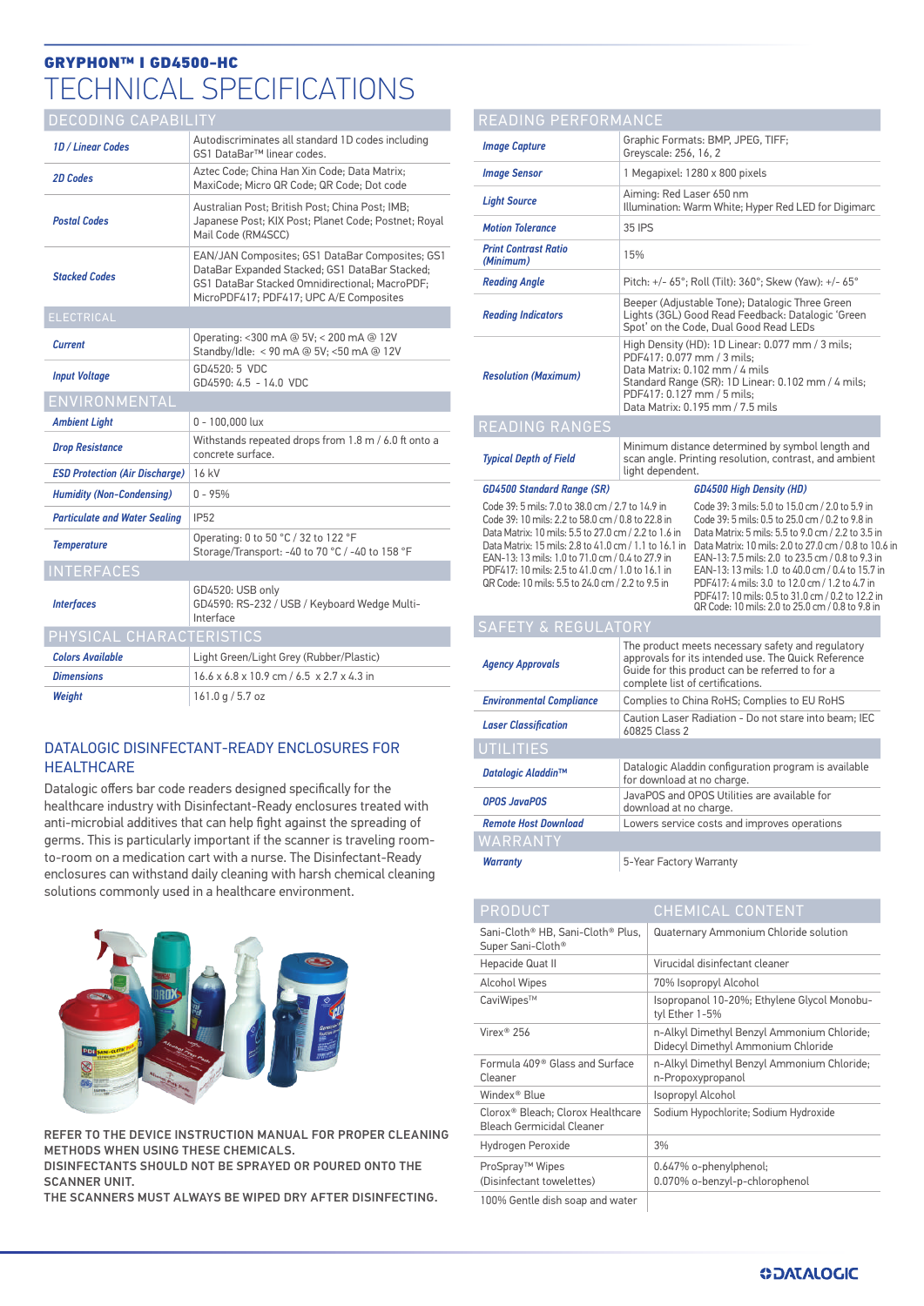## GRYPHON™ I GD4500-HC

# TECHNICAL SPECIFICATIONS

### DECODING CAPABILITY

| | |
|---|---|
| *1D / Linear Codes* | Autodiscriminates all standard 1D codes including GS1 DataBar™ linear codes. |
| *2D Codes* | Aztec Code; China Han Xin Code; Data Matrix; MaxiCode; Micro QR Code; QR Code; Dot code |
| *Postal Codes* | Australian Post; British Post; China Post; IMB; Japanese Post; KIX Post; Planet Code; Postnet; Royal Mail Code (RM4SCC) |
| *Stacked Codes* | EAN/JAN Composites; GS1 DataBar Composites; GS1 DataBar Expanded Stacked; GS1 DataBar Stacked; GS1 DataBar Stacked Omnidirectional; MacroPDF; MicroPDF417; PDF417; UPC A/E Composites |

### ELECTRICAL

| | |
|---|---|
| *Current* | Operating: <300 mA @ 5V; < 200 mA @ 12V<br>Standby/Idle: < 90 mA @ 5V; <50 mA @ 12V |
| *Input Voltage* | GD4520: 5 VDC<br>GD4590: 4.5 - 14.0 VDC |

### ENVIRONMENTAL

| | |
|---|---|
| *Ambient Light* | 0 - 100,000 lux |
| *Drop Resistance* | Withstands repeated drops from 1.8 m / 6.0 ft onto a concrete surface. |
| *ESD Protection (Air Discharge)* | 16 kV |
| *Humidity (Non-Condensing)* | 0 - 95% |
| *Particulate and Water Sealing* | IP52 |
| *Temperature* | Operating: 0 to 50 °C / 32 to 122 °F<br>Storage/Transport: -40 to 70 °C / -40 to 158 °F |

### INTERFACES

| | |
|---|---|
| *Interfaces* | GD4520: USB only<br>GD4590: RS-232 / USB / Keyboard Wedge Multi-Interface |

### PHYSICAL CHARACTERISTICS

| | |
|---|---|
| *Colors Available* | Light Green/Light Grey (Rubber/Plastic) |
| *Dimensions* | 16.6 x 6.8 x 10.9 cm / 6.5 x 2.7 x 4.3 in |
| *Weight* | 161.0 g / 5.7 oz |

### READING PERFORMANCE

| | |
|---|---|
| *Image Capture* | Graphic Formats: BMP, JPEG, TIFF;<br>Greyscale: 256, 16, 2 |
| *Image Sensor* | 1 Megapixel: 1280 x 800 pixels |
| *Light Source* | Aiming: Red Laser 650 nm<br>Illumination: Warm White; Hyper Red LED for Digimarc |
| *Motion Tolerance* | 35 IPS |
| *Print Contrast Ratio (Minimum)* | 15% |
| *Reading Angle* | Pitch: +/- 65°; Roll (Tilt): 360°; Skew (Yaw): +/- 65° |
| *Reading Indicators* | Beeper (Adjustable Tone); Datalogic Three Green Lights (3GL) Good Read Feedback; Datalogic 'Green Spot' on the Code, Dual Good Read LEDs |
| *Resolution (Maximum)* | High Density (HD): 1D Linear: 0.077 mm / 3 mils;<br>PDF417: 0.077 mm / 3 mils;<br>Data Matrix: 0.102 mm / 4 mils<br>Standard Range (SR): 1D Linear: 0.102 mm / 4 mils;<br>PDF417: 0.127 mm / 5 mils;<br>Data Matrix: 0.195 mm / 7.5 mils |

### READING RANGES

| | |
|---|---|
| *Typical Depth of Field* | Minimum distance determined by symbol length and scan angle. Printing resolution, contrast, and ambient light dependent. |

| *GD4500 Standard Range (SR)* | *GD4500 High Density (HD)* |
|---|---|
| Code 39: 5 mils: 7.0 to 38.0 cm / 2.7 to 14.9 in<br>Code 39: 10 mils: 2.2 to 58.0 cm / 0.8 to 22.8 in<br>Data Matrix: 10 mils: 5.5 to 27.0 cm / 2.2 to 1.6 in<br>Data Matrix: 15 mils: 2.8 to 41.0 cm / 1.1 to 16.1 in<br>EAN-13: 13 mils: 1.0 to 71.0 cm / 0.4 to 27.9 in<br>PDF417: 10 mils: 2.5 to 41.0 cm / 1.0 to 16.1 in<br>QR Code: 10 mils: 5.5 to 24.0 cm / 2.2 to 9.5 in | Code 39: 3 mils: 5.0 to 15.0 cm / 2.0 to 5.9 in<br>Code 39: 5 mils: 0.5 to 25.0 cm / 0.2 to 9.8 in<br>Data Matrix: 5 mils: 5.5 to 9.0 cm / 2.2 to 3.5 in<br>Data Matrix: 10 mils: 2.0 to 27.0 cm / 0.8 to 10.6 in<br>EAN-13: 7.5 mils: 2.0 to 23.5 cm / 0.8 to 9.3 in<br>EAN-13: 13 mils: 1.0 to 40.0 cm / 0.4 to 15.7 in<br>PDF417: 4 mils: 3.0 to 12.0 cm / 1.2 to 4.7 in<br>PDF417: 10 mils: 0.5 to 31.0 cm / 0.2 to 12.2 in<br>QR Code: 10 mils: 2.0 to 25.0 cm / 0.8 to 9.8 in |

### SAFETY & REGULATORY

| | |
|---|---|
| *Agency Approvals* | The product meets necessary safety and regulatory approvals for its intended use. The Quick Reference Guide for this product can be referred to for a complete list of certifications. |
| *Environmental Compliance* | Complies to China RoHS; Complies to EU RoHS |
| *Laser Classification* | Caution Laser Radiation - Do not stare into beam; IEC 60825 Class 2 |

### UTILITIES

| | |
|---|---|
| *Datalogic Aladdin™* | Datalogic Aladdin configuration program is available for download at no charge. |
| *OPOS JavaPOS* | JavaPOS and OPOS Utilities are available for download at no charge. |
| *Remote Host Download* | Lowers service costs and improves operations |

### WARRANTY

| | |
|---|---|
| *Warranty* | 5-Year Factory Warranty |

## DATALOGIC DISINFECTANT-READY ENCLOSURES FOR HEALTHCARE

Datalogic offers bar code readers designed specifically for the healthcare industry with Disinfectant-Ready enclosures treated with anti-microbial additives that can help fight against the spreading of germs. This is particularly important if the scanner is traveling room-to-room on a medication cart with a nurse. The Disinfectant-Ready enclosures can withstand daily cleaning with harsh chemical cleaning solutions commonly used in a healthcare environment.

REFER TO THE DEVICE INSTRUCTION MANUAL FOR PROPER CLEANING METHODS WHEN USING THESE CHEMICALS.
DISINFECTANTS SHOULD NOT BE SPRAYED OR POURED ONTO THE SCANNER UNIT.
THE SCANNERS MUST ALWAYS BE WIPED DRY AFTER DISINFECTING.

| PRODUCT | CHEMICAL CONTENT |
|---|---|
| Sani-Cloth® HB, Sani-Cloth® Plus, Super Sani-Cloth® | Quaternary Ammonium Chloride solution |
| Hepacide Quat II | Virucidal disinfectant cleaner |
| Alcohol Wipes | 70% Isopropyl Alcohol |
| CaviWipes™ | Isopropanol 10-20%; Ethylene Glycol Monobutyl Ether 1-5% |
| Virex® 256 | n-Alkyl Dimethyl Benzyl Ammonium Chloride; Didecyl Dimethyl Ammonium Chloride |
| Formula 409® Glass and Surface Cleaner | n-Alkyl Dimethyl Benzyl Ammonium Chloride; n-Propoxypropanol |
| Windex® Blue | Isopropyl Alcohol |
| Clorox® Bleach; Clorox Healthcare Bleach Germicidal Cleaner | Sodium Hypochlorite; Sodium Hydroxide |
| Hydrogen Peroxide | 3% |
| ProSpray™ Wipes (Disinfectant towelettes) | 0.647% o-phenylphenol; 0.070% o-benzyl-p-chlorophenol |
| 100% Gentle dish soap and water | |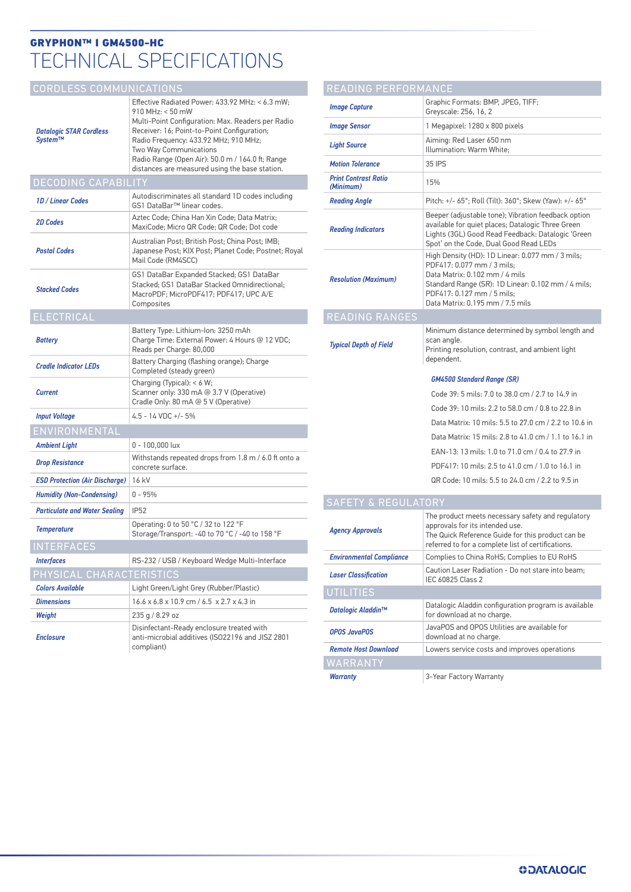**GRYPHON™ I GM4500-HC**

# TECHNICAL SPECIFICATIONS

## CORDLESS COMMUNICATIONS

| | |
|---|---|
| *Datalogic STAR Cordless System™* | Effective Radiated Power: 433.92 MHz: < 6.3 mW; 910 MHz: < 50 mW<br>Multi-Point Configuration: Max. Readers per Radio Receiver: 16; Point-to-Point Configuration;<br>Radio Frequency: 433.92 MHz; 910 MHz;<br>Two Way Communications<br>Radio Range (Open Air): 50.0 m / 164.0 ft; Range distances are measured using the base station. |

## DECODING CAPABILITY

| | |
|---|---|
| *1D / Linear Codes* | Autodiscriminates all standard 1D codes including GS1 DataBar™ linear codes. |
| *2D Codes* | Aztec Code; China Han Xin Code; Data Matrix; MaxiCode; Micro QR Code; QR Code; Dot code |
| *Postal Codes* | Australian Post; British Post; China Post; IMB; Japanese Post; KIX Post; Planet Code; Postnet; Royal Mail Code (RM4SCC) |
| *Stacked Codes* | GS1 DataBar Expanded Stacked; GS1 DataBar Stacked; GS1 DataBar Stacked Omnidirectional; MacroPDF; MicroPDF417; PDF417; UPC A/E Composites |

## ELECTRICAL

| | |
|---|---|
| *Battery* | Battery Type: Lithium-Ion: 3250 mAh<br>Charge Time: External Power: 4 Hours @ 12 VDC;<br>Reads per Charge: 80,000 |
| *Cradle Indicator LEDs* | Battery Charging (flashing orange); Charge Completed (steady green) |
| *Current* | Charging (Typical): < 6 W;<br>Scanner only: 330 mA @ 3.7 V (Operative)<br>Cradle Only: 80 mA @ 5 V (Operative) |
| *Input Voltage* | 4.5 - 14 VDC +/- 5% |

## ENVIRONMENTAL

| | |
|---|---|
| *Ambient Light* | 0 - 100,000 lux |
| *Drop Resistance* | Withstands repeated drops from 1.8 m / 6.0 ft onto a concrete surface. |
| *ESD Protection (Air Discharge)* | 16 kV |
| *Humidity (Non-Condensing)* | 0 - 95% |
| *Particulate and Water Sealing* | IP52 |
| *Temperature* | Operating: 0 to 50 °C / 32 to 122 °F<br>Storage/Transport: -40 to 70 °C / -40 to 158 °F |

## INTERFACES

| | |
|---|---|
| *Interfaces* | RS-232 / USB / Keyboard Wedge Multi-Interface |

## PHYSICAL CHARACTERISTICS

| | |
|---|---|
| *Colors Available* | Light Green/Light Grey (Rubber/Plastic) |
| *Dimensions* | 16.6 x 6.8 x 10.9 cm / 6.5 x 2.7 x 4.3 in |
| *Weight* | 235 g / 8.29 oz |
| *Enclosure* | Disinfectant-Ready enclosure treated with anti-microbial additives (ISO22196 and JISZ 2801 compliant) |

## READING PERFORMANCE

| | |
|---|---|
| *Image Capture* | Graphic Formats: BMP, JPEG, TIFF;<br>Greyscale: 256, 16, 2 |
| *Image Sensor* | 1 Megapixel: 1280 x 800 pixels |
| *Light Source* | Aiming: Red Laser 650 nm<br>Illumination: Warm White; |
| *Motion Tolerance* | 35 IPS |
| *Print Contrast Ratio (Minimum)* | 15% |
| *Reading Angle* | Pitch: +/- 65°; Roll (Tilt): 360°; Skew (Yaw): +/- 65° |
| *Reading Indicators* | Beeper (adjustable tone); Vibration feedback option available for quiet places; Datalogic Three Green Lights (3GL) Good Read Feedback; Datalogic 'Green Spot' on the Code, Dual Good Read LEDs |
| *Resolution (Maximum)* | High Density (HD): 1D Linear: 0.077 mm / 3 mils;<br>PDF417: 0.077 mm / 3 mils;<br>Data Matrix: 0.102 mm / 4 mils<br>Standard Range (SR): 1D Linear: 0.102 mm / 4 mils;<br>PDF417: 0.127 mm / 5 mils;<br>Data Matrix: 0.195 mm / 7.5 mils |

## READING RANGES

| | |
|---|---|
| *Typical Depth of Field* | Minimum distance determined by symbol length and scan angle.<br>Printing resolution, contrast, and ambient light dependent. |

*GM4500 Standard Range (SR)*

Code 39: 5 mils: 7.0 to 38.0 cm / 2.7 to 14.9 in

Code 39: 10 mils: 2.2 to 58.0 cm / 0.8 to 22.8 in

Data Matrix: 10 mils: 5.5 to 27.0 cm / 2.2 to 10.6 in

Data Matrix: 15 mils: 2.8 to 41.0 cm / 1.1 to 16.1 in

EAN-13: 13 mils: 1.0 to 71.0 cm / 0.4 to 27.9 in

PDF417: 10 mils: 2.5 to 41.0 cm / 1.0 to 16.1 in

QR Code: 10 mils: 5.5 to 24.0 cm / 2.2 to 9.5 in

## SAFETY & REGULATORY

| | |
|---|---|
| *Agency Approvals* | The product meets necessary safety and regulatory approvals for its intended use.<br>The Quick Reference Guide for this product can be referred to for a complete list of certifications. |
| *Environmental Compliance* | Complies to China RoHS; Complies to EU RoHS |
| *Laser Classification* | Caution Laser Radiation - Do not stare into beam; IEC 60825 Class 2 |

## UTILITIES

| | |
|---|---|
| *Datalogic Aladdin™* | Datalogic Aladdin configuration program is available for download at no charge. |
| *OPOS JavaPOS* | JavaPOS and OPOS Utilities are available for download at no charge. |
| *Remote Host Download* | Lowers service costs and improves operations |

## WARRANTY

| | |
|---|---|
| *Warranty* | 3-Year Factory Warranty |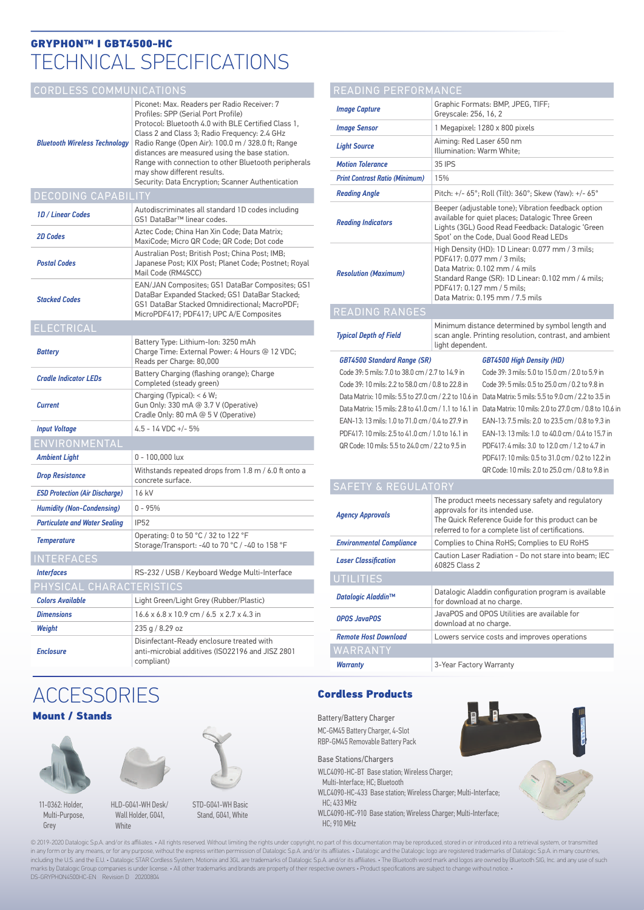**GRYPHON™ I GBT4500-HC**

# TECHNICAL SPECIFICATIONS

## CORDLESS COMMUNICATIONS

| | |
|---|---|
| *Bluetooth Wireless Technology* | Piconet: Max. Readers per Radio Receiver: 7 Profiles: SPP (Serial Port Profile) Protocol: Bluetooth 4.0 with BLE Certified Class 1, Class 2 and Class 3; Radio Frequency: 2.4 GHz Radio Range (Open Air): 100.0 m / 328.0 ft; Range distances are measured using the base station. Range with connection to other Bluetooth peripherals may show different results. Security: Data Encryption; Scanner Authentication |

## DECODING CAPABILITY

| | |
|---|---|
| *1D / Linear Codes* | Autodiscriminates all standard 1D codes including GS1 DataBar™ linear codes. |
| *2D Codes* | Aztec Code; China Han Xin Code; Data Matrix; MaxiCode; Micro QR Code; QR Code; Dot code |
| *Postal Codes* | Australian Post; British Post; China Post; IMB; Japanese Post; KIX Post; Planet Code; Postnet; Royal Mail Code (RM4SCC) |
| *Stacked Codes* | EAN/JAN Composites; GS1 DataBar Composites; GS1 DataBar Expanded Stacked; GS1 DataBar Stacked; GS1 DataBar Stacked Omnidirectional; MacroPDF; MicroPDF417; PDF417; UPC A/E Composites |

## ELECTRICAL

| | |
|---|---|
| *Battery* | Battery Type: Lithium-Ion: 3250 mAh Charge Time: External Power: 4 Hours @ 12 VDC; Reads per Charge: 80,000 |
| *Cradle Indicator LEDs* | Battery Charging (flashing orange); Charge Completed (steady green) |
| *Current* | Charging (Typical): < 6 W; Gun Only: 330 mA @ 3.7 V (Operative) Cradle Only: 80 mA @ 5 V (Operative) |
| *Input Voltage* | 4.5 - 14 VDC +/- 5% |

## ENVIRONMENTAL

| | |
|---|---|
| *Ambient Light* | 0 - 100,000 lux |
| *Drop Resistance* | Withstands repeated drops from 1.8 m / 6.0 ft onto a concrete surface. |
| *ESD Protection (Air Discharge)* | 16 kV |
| *Humidity (Non-Condensing)* | 0 - 95% |
| *Particulate and Water Sealing* | IP52 |
| *Temperature* | Operating: 0 to 50 °C / 32 to 122 °F Storage/Transport: -40 to 70 °C / -40 to 158 °F |

## INTERFACES

| | |
|---|---|
| *Interfaces* | RS-232 / USB / Keyboard Wedge Multi-Interface |

## PHYSICAL CHARACTERISTICS

| | |
|---|---|
| *Colors Available* | Light Green/Light Grey (Rubber/Plastic) |
| *Dimensions* | 16.6 x 6.8 x 10.9 cm / 6.5 x 2.7 x 4.3 in |
| *Weight* | 235 g / 8.29 oz |
| *Enclosure* | Disinfectant-Ready enclosure treated with anti-microbial additives (ISO22196 and JISZ 2801 compliant) |

## READING PERFORMANCE

| | |
|---|---|
| *Image Capture* | Graphic Formats: BMP, JPEG, TIFF; Greyscale: 256, 16, 2 |
| *Image Sensor* | 1 Megapixel: 1280 x 800 pixels |
| *Light Source* | Aiming: Red Laser 650 nm Illumination: Warm White; |
| *Motion Tolerance* | 35 IPS |
| *Print Contrast Ratio (Minimum)* | 15% |
| *Reading Angle* | Pitch: +/- 65°; Roll (Tilt): 360°; Skew (Yaw): +/- 65° |
| *Reading Indicators* | Beeper (adjustable tone); Vibration feedback option available for quiet places; Datalogic Three Green Lights (3GL) Good Read Feedback: Datalogic 'Green Spot' on the Code, Dual Good Read LEDs |
| *Resolution (Maximum)* | High Density (HD): 1D Linear: 0.077 mm / 3 mils; PDF417: 0.077 mm / 3 mils; Data Matrix: 0.102 mm / 4 mils Standard Range (SR): 1D Linear: 0.102 mm / 4 mils; PDF417: 0.127 mm / 5 mils; Data Matrix: 0.195 mm / 7.5 mils |

## READING RANGES

| | |
|---|---|
| *Typical Depth of Field* | Minimum distance determined by symbol length and scan angle. Printing resolution, contrast, and ambient light dependent. |

| *GBT4500 Standard Range (SR)* | *GBT4500 High Density (HD)* |
|---|---|
| Code 39: 5 mils: 7.0 to 38.0 cm / 2.7 to 14.9 in | Code 39: 3 mils: 5.0 to 15.0 cm / 2.0 to 5.9 in |
| Code 39: 10 mils: 2.2 to 58.0 cm / 0.8 to 22.8 in | Code 39: 5 mils: 0.5 to 25.0 cm / 0.2 to 9.8 in |
| Data Matrix: 10 mils: 5.5 to 27.0 cm / 2.2 to 10.6 in | Data Matrix: 5 mils: 5.5 to 9.0 cm / 2.2 to 3.5 in |
| Data Matrix: 15 mils: 2.8 to 41.0 cm / 1.1 to 16.1 in | Data Matrix: 10 mils: 2.0 to 27.0 cm / 0.8 to 10.6 in |
| EAN-13: 13 mils: 1.0 to 71.0 cm / 0.4 to 27.9 in | EAN-13: 7.5 mils: 2.0 to 23.5 cm / 0.8 to 9.3 in |
| PDF417: 10 mils: 2.5 to 41.0 cm / 1.0 to 16.1 in | EAN-13: 13 mils: 1.0 to 40.0 cm / 0.4 to 15.7 in |
| QR Code: 10 mils: 5.5 to 24.0 cm / 2.2 to 9.5 in | PDF417: 4 mils: 3.0 to 12.0 cm / 1.2 to 4.7 in |
| | PDF417: 10 mils: 0.5 to 31.0 cm / 0.2 to 12.2 in |
| | QR Code: 10 mils: 2.0 to 25.0 cm / 0.8 to 9.8 in |

## SAFETY & REGULATORY

| | |
|---|---|
| *Agency Approvals* | The product meets necessary safety and regulatory approvals for its intended use. The Quick Reference Guide for this product can be referred to for a complete list of certifications. |
| *Environmental Compliance* | Complies to China RoHS; Complies to EU RoHS |
| *Laser Classification* | Caution Laser Radiation - Do not stare into beam; IEC 60825 Class 2 |

## UTILITIES

| | |
|---|---|
| *Datalogic Aladdin™* | Datalogic Aladdin configuration program is available for download at no charge. |
| *OPOS JavaPOS* | JavaPOS and OPOS Utilities are available for download at no charge. |
| *Remote Host Download* | Lowers service costs and improves operations |

## WARRANTY

| | |
|---|---|
| *Warranty* | 3-Year Factory Warranty |

# ACCESSORIES

### Mount / Stands

11-0362: Holder, Multi-Purpose, Grey

HLD-G041-WH Desk/ Wall Holder, G041, White

STD-G041-WH Basic Stand, G041, White

### Cordless Products

Battery/Battery Charger

MC-GM45 Battery Charger, 4-Slot
RBP-GM45 Removable Battery Pack

Base Stations/Chargers

WLC4090-HC-BT Base station; Wireless Charger; Multi-Interface; HC; Bluetooth
WLC4090-HC-433 Base station; Wireless Charger; Multi-Interface; HC; 433 MHz
WLC4090-HC-910 Base station; Wireless Charger; Multi-Interface; HC; 910 MHz

© 2019-2020 Datalogic S.p.A. and/or its affiliates. • All rights reserved. Without limiting the rights under copyright, no part of this documentation may be reproduced, stored in or introduced into a retrieval system, or transmitted in any form or by any means, or for any purpose, without the express written permission of Datalogic S.p.A. and/or its affiliates. • Datalogic and the Datalogic logo are registered trademarks of Datalogic S.p.A. in many countries, including the U.S. and the E.U. • Datalogic STAR Cordless System, Motionix and 3GL are trademarks of Datalogic S.p.A. and/or its affiliates. • The Bluetooth word mark and logos are owned by Bluetooth SIG, Inc. and any use of such marks by Datalogic Group companies is under license. • All other trademarks and brands are property of their respective owners • Product specifications are subject to change without notice. •
DS-GRYPHON4500HC-EN Revision D 20200804